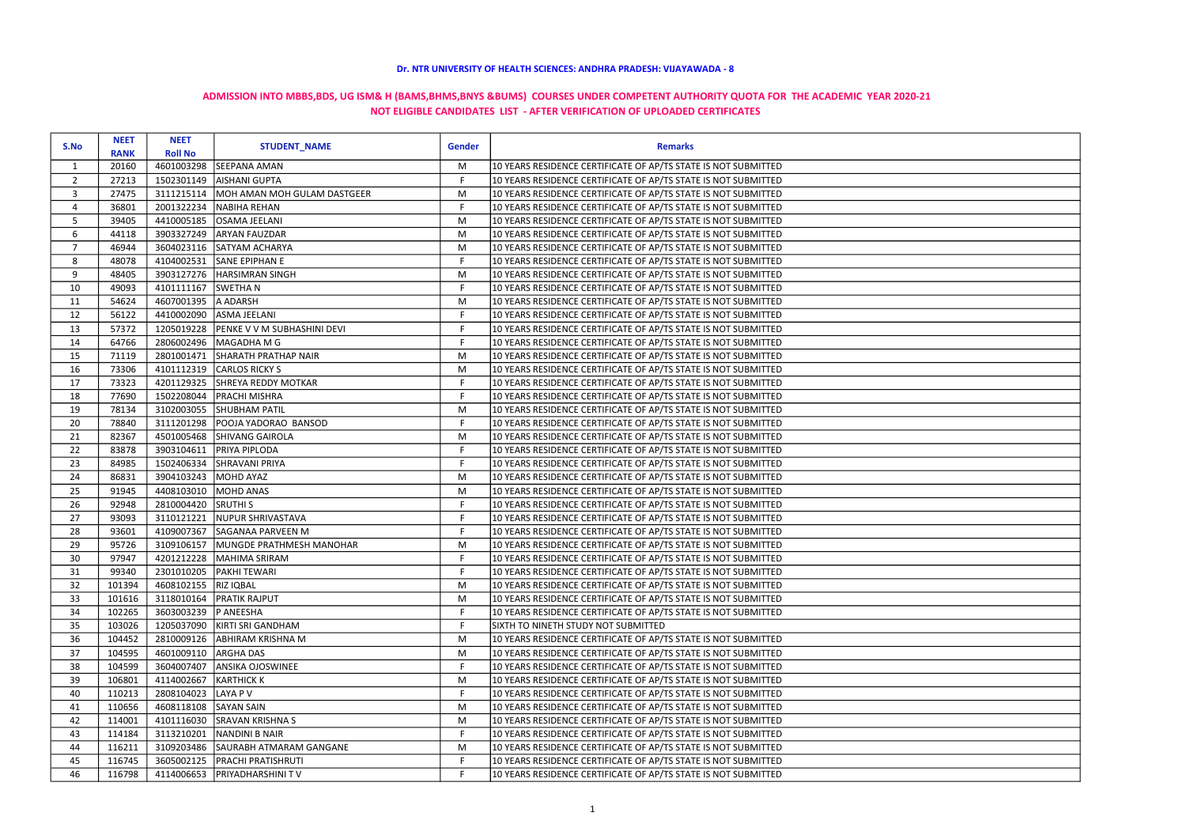**Dr. NTR UNIVERSITY OF HEALTH SCIENCES: ANDHRA PRADESH: VIJAYAWADA - 8**

**ADMISSION INTO MBBS,BDS, UG ISM& H (BAMS,BHMS,BNYS &BUMS) COURSES UNDER COMPETENT AUTHORITY QUOTA FOR THE ACADEMIC YEAR 2020-21**

**NOT ELIGIBLE CANDIDATES LIST - AFTER VERIFICATION OF UPLOADED CERTIFICATES**

| S.No | NEET RANK | NEET Roll No | STUDENT_NAME | Gender | Remarks |
|---|---|---|---|---|---|
| 1 | 20160 | 4601003298 | SEEPANA AMAN | M | 10 YEARS RESIDENCE CERTIFICATE OF AP/TS STATE IS NOT SUBMITTED |
| 2 | 27213 | 1502301149 | AISHANI GUPTA | F | 10 YEARS RESIDENCE CERTIFICATE OF AP/TS STATE IS NOT SUBMITTED |
| 3 | 27475 | 3111215114 | MOH AMAN MOH GULAM DASTGEER | M | 10 YEARS RESIDENCE CERTIFICATE OF AP/TS STATE IS NOT SUBMITTED |
| 4 | 36801 | 2001322234 | NABIHA REHAN | F | 10 YEARS RESIDENCE CERTIFICATE OF AP/TS STATE IS NOT SUBMITTED |
| 5 | 39405 | 4410005185 | OSAMA JEELANI | M | 10 YEARS RESIDENCE CERTIFICATE OF AP/TS STATE IS NOT SUBMITTED |
| 6 | 44118 | 3903327249 | ARYAN FAUZDAR | M | 10 YEARS RESIDENCE CERTIFICATE OF AP/TS STATE IS NOT SUBMITTED |
| 7 | 46944 | 3604023116 | SATYAM ACHARYA | M | 10 YEARS RESIDENCE CERTIFICATE OF AP/TS STATE IS NOT SUBMITTED |
| 8 | 48078 | 4104002531 | SANE EPIPHAN E | F | 10 YEARS RESIDENCE CERTIFICATE OF AP/TS STATE IS NOT SUBMITTED |
| 9 | 48405 | 3903127276 | HARSIMRAN SINGH | M | 10 YEARS RESIDENCE CERTIFICATE OF AP/TS STATE IS NOT SUBMITTED |
| 10 | 49093 | 4101111167 | SWETHA N | F | 10 YEARS RESIDENCE CERTIFICATE OF AP/TS STATE IS NOT SUBMITTED |
| 11 | 54624 | 4607001395 | A ADARSH | M | 10 YEARS RESIDENCE CERTIFICATE OF AP/TS STATE IS NOT SUBMITTED |
| 12 | 56122 | 4410002090 | ASMA JEELANI | F | 10 YEARS RESIDENCE CERTIFICATE OF AP/TS STATE IS NOT SUBMITTED |
| 13 | 57372 | 1205019228 | PENKE V V M SUBHASHINI DEVI | F | 10 YEARS RESIDENCE CERTIFICATE OF AP/TS STATE IS NOT SUBMITTED |
| 14 | 64766 | 2806002496 | MAGADHA M G | F | 10 YEARS RESIDENCE CERTIFICATE OF AP/TS STATE IS NOT SUBMITTED |
| 15 | 71119 | 2801001471 | SHARATH PRATHAP NAIR | M | 10 YEARS RESIDENCE CERTIFICATE OF AP/TS STATE IS NOT SUBMITTED |
| 16 | 73306 | 4101112319 | CARLOS RICKY S | M | 10 YEARS RESIDENCE CERTIFICATE OF AP/TS STATE IS NOT SUBMITTED |
| 17 | 73323 | 4201129325 | SHREYA REDDY MOTKAR | F | 10 YEARS RESIDENCE CERTIFICATE OF AP/TS STATE IS NOT SUBMITTED |
| 18 | 77690 | 1502208044 | PRACHI MISHRA | F | 10 YEARS RESIDENCE CERTIFICATE OF AP/TS STATE IS NOT SUBMITTED |
| 19 | 78134 | 3102003055 | SHUBHAM PATIL | M | 10 YEARS RESIDENCE CERTIFICATE OF AP/TS STATE IS NOT SUBMITTED |
| 20 | 78840 | 3111201298 | POOJA YADORAO BANSOD | F | 10 YEARS RESIDENCE CERTIFICATE OF AP/TS STATE IS NOT SUBMITTED |
| 21 | 82367 | 4501005468 | SHIVANG GAIROLA | M | 10 YEARS RESIDENCE CERTIFICATE OF AP/TS STATE IS NOT SUBMITTED |
| 22 | 83878 | 3903104611 | PRIYA PIPLODA | F | 10 YEARS RESIDENCE CERTIFICATE OF AP/TS STATE IS NOT SUBMITTED |
| 23 | 84985 | 1502406334 | SHRAVANI PRIYA | F | 10 YEARS RESIDENCE CERTIFICATE OF AP/TS STATE IS NOT SUBMITTED |
| 24 | 86831 | 3904103243 | MOHD AYAZ | M | 10 YEARS RESIDENCE CERTIFICATE OF AP/TS STATE IS NOT SUBMITTED |
| 25 | 91945 | 4408103010 | MOHD ANAS | M | 10 YEARS RESIDENCE CERTIFICATE OF AP/TS STATE IS NOT SUBMITTED |
| 26 | 92948 | 2810004420 | SRUTHI S | F | 10 YEARS RESIDENCE CERTIFICATE OF AP/TS STATE IS NOT SUBMITTED |
| 27 | 93093 | 3110121221 | NUPUR SHRIVASTAVA | F | 10 YEARS RESIDENCE CERTIFICATE OF AP/TS STATE IS NOT SUBMITTED |
| 28 | 93601 | 4109007367 | SAGANAA PARVEEN M | F | 10 YEARS RESIDENCE CERTIFICATE OF AP/TS STATE IS NOT SUBMITTED |
| 29 | 95726 | 3109106157 | MUNGDE PRATHMESH MANOHAR | M | 10 YEARS RESIDENCE CERTIFICATE OF AP/TS STATE IS NOT SUBMITTED |
| 30 | 97947 | 4201212228 | MAHIMA SRIRAM | F | 10 YEARS RESIDENCE CERTIFICATE OF AP/TS STATE IS NOT SUBMITTED |
| 31 | 99340 | 2301010205 | PAKHI TEWARI | F | 10 YEARS RESIDENCE CERTIFICATE OF AP/TS STATE IS NOT SUBMITTED |
| 32 | 101394 | 4608102155 | RIZ IQBAL | M | 10 YEARS RESIDENCE CERTIFICATE OF AP/TS STATE IS NOT SUBMITTED |
| 33 | 101616 | 3118010164 | PRATIK RAJPUT | M | 10 YEARS RESIDENCE CERTIFICATE OF AP/TS STATE IS NOT SUBMITTED |
| 34 | 102265 | 3603003239 | P ANEESHA | F | 10 YEARS RESIDENCE CERTIFICATE OF AP/TS STATE IS NOT SUBMITTED |
| 35 | 103026 | 1205037090 | KIRTI SRI GANDHAM | F | SIXTH TO NINETH STUDY NOT SUBMITTED |
| 36 | 104452 | 2810009126 | ABHIRAM KRISHNA M | M | 10 YEARS RESIDENCE CERTIFICATE OF AP/TS STATE IS NOT SUBMITTED |
| 37 | 104595 | 4601009110 | ARGHA DAS | M | 10 YEARS RESIDENCE CERTIFICATE OF AP/TS STATE IS NOT SUBMITTED |
| 38 | 104599 | 3604007407 | ANSIKA OJOSWINEE | F | 10 YEARS RESIDENCE CERTIFICATE OF AP/TS STATE IS NOT SUBMITTED |
| 39 | 106801 | 4114002667 | KARTHICK K | M | 10 YEARS RESIDENCE CERTIFICATE OF AP/TS STATE IS NOT SUBMITTED |
| 40 | 110213 | 2808104023 | LAYA P V | F | 10 YEARS RESIDENCE CERTIFICATE OF AP/TS STATE IS NOT SUBMITTED |
| 41 | 110656 | 4608118108 | SAYAN SAIN | M | 10 YEARS RESIDENCE CERTIFICATE OF AP/TS STATE IS NOT SUBMITTED |
| 42 | 114001 | 4101116030 | SRAVAN KRISHNA S | M | 10 YEARS RESIDENCE CERTIFICATE OF AP/TS STATE IS NOT SUBMITTED |
| 43 | 114184 | 3113210201 | NANDINI B NAIR | F | 10 YEARS RESIDENCE CERTIFICATE OF AP/TS STATE IS NOT SUBMITTED |
| 44 | 116211 | 3109203486 | SAURABH ATMARAM GANGANE | M | 10 YEARS RESIDENCE CERTIFICATE OF AP/TS STATE IS NOT SUBMITTED |
| 45 | 116745 | 3605002125 | PRACHI PRATISHRUTI | F | 10 YEARS RESIDENCE CERTIFICATE OF AP/TS STATE IS NOT SUBMITTED |
| 46 | 116798 | 4114006653 | PRIYADHARSHINI T V | F | 10 YEARS RESIDENCE CERTIFICATE OF AP/TS STATE IS NOT SUBMITTED |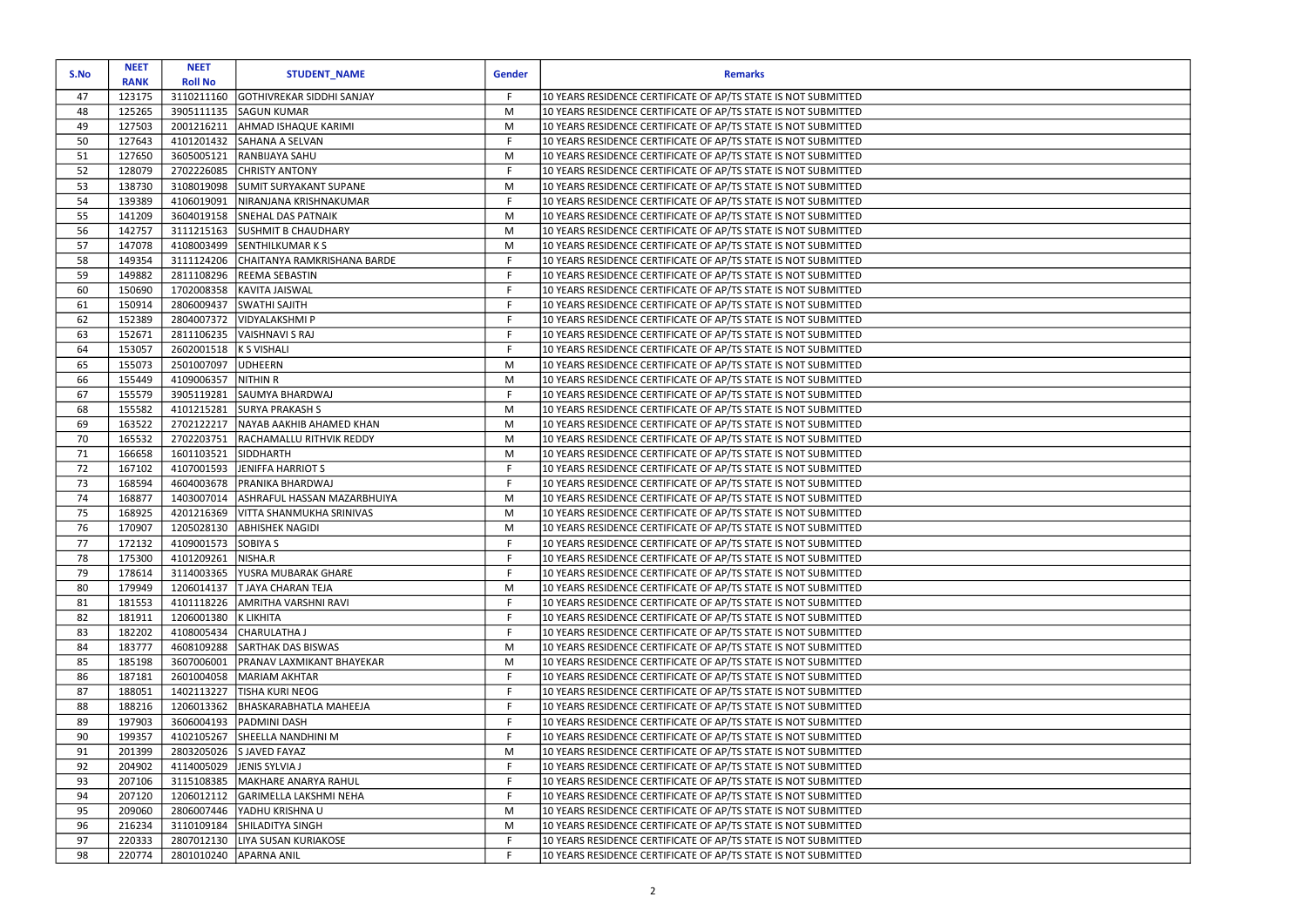| S.No | NEET RANK | NEET Roll No | STUDENT_NAME | Gender | Remarks |
|---|---|---|---|---|---|
| 47 | 123175 | 3110211160 | GOTHIVREKAR SIDDHI SANJAY | F | 10 YEARS RESIDENCE CERTIFICATE OF AP/TS STATE IS NOT SUBMITTED |
| 48 | 125265 | 3905111135 | SAGUN KUMAR | M | 10 YEARS RESIDENCE CERTIFICATE OF AP/TS STATE IS NOT SUBMITTED |
| 49 | 127503 | 2001216211 | AHMAD ISHAQUE KARIMI | M | 10 YEARS RESIDENCE CERTIFICATE OF AP/TS STATE IS NOT SUBMITTED |
| 50 | 127643 | 4101201432 | SAHANA A SELVAN | F | 10 YEARS RESIDENCE CERTIFICATE OF AP/TS STATE IS NOT SUBMITTED |
| 51 | 127650 | 3605005121 | RANBIJAYA SAHU | M | 10 YEARS RESIDENCE CERTIFICATE OF AP/TS STATE IS NOT SUBMITTED |
| 52 | 128079 | 2702226085 | CHRISTY ANTONY | F | 10 YEARS RESIDENCE CERTIFICATE OF AP/TS STATE IS NOT SUBMITTED |
| 53 | 138730 | 3108019098 | SUMIT SURYAKANT SUPANE | M | 10 YEARS RESIDENCE CERTIFICATE OF AP/TS STATE IS NOT SUBMITTED |
| 54 | 139389 | 4106019091 | NIRANJANA KRISHNAKUMAR | F | 10 YEARS RESIDENCE CERTIFICATE OF AP/TS STATE IS NOT SUBMITTED |
| 55 | 141209 | 3604019158 | SNEHAL DAS PATNAIK | M | 10 YEARS RESIDENCE CERTIFICATE OF AP/TS STATE IS NOT SUBMITTED |
| 56 | 142757 | 3111215163 | SUSHMIT B CHAUDHARY | M | 10 YEARS RESIDENCE CERTIFICATE OF AP/TS STATE IS NOT SUBMITTED |
| 57 | 147078 | 4108003499 | SENTHILKUMAR K S | M | 10 YEARS RESIDENCE CERTIFICATE OF AP/TS STATE IS NOT SUBMITTED |
| 58 | 149354 | 3111124206 | CHAITANYA RAMKRISHANA BARDE | F | 10 YEARS RESIDENCE CERTIFICATE OF AP/TS STATE IS NOT SUBMITTED |
| 59 | 149882 | 2811108296 | REEMA SEBASTIN | F | 10 YEARS RESIDENCE CERTIFICATE OF AP/TS STATE IS NOT SUBMITTED |
| 60 | 150690 | 1702008358 | KAVITA JAISWAL | F | 10 YEARS RESIDENCE CERTIFICATE OF AP/TS STATE IS NOT SUBMITTED |
| 61 | 150914 | 2806009437 | SWATHI SAJITH | F | 10 YEARS RESIDENCE CERTIFICATE OF AP/TS STATE IS NOT SUBMITTED |
| 62 | 152389 | 2804007372 | VIDYALAKSHMI P | F | 10 YEARS RESIDENCE CERTIFICATE OF AP/TS STATE IS NOT SUBMITTED |
| 63 | 152671 | 2811106235 | VAISHNAVI S RAJ | F | 10 YEARS RESIDENCE CERTIFICATE OF AP/TS STATE IS NOT SUBMITTED |
| 64 | 153057 | 2602001518 | K S VISHALI | F | 10 YEARS RESIDENCE CERTIFICATE OF AP/TS STATE IS NOT SUBMITTED |
| 65 | 155073 | 2501007097 | UDHEERN | M | 10 YEARS RESIDENCE CERTIFICATE OF AP/TS STATE IS NOT SUBMITTED |
| 66 | 155449 | 4109006357 | NITHIN R | M | 10 YEARS RESIDENCE CERTIFICATE OF AP/TS STATE IS NOT SUBMITTED |
| 67 | 155579 | 3905119281 | SAUMYA BHARDWAJ | F | 10 YEARS RESIDENCE CERTIFICATE OF AP/TS STATE IS NOT SUBMITTED |
| 68 | 155582 | 4101215281 | SURYA PRAKASH S | M | 10 YEARS RESIDENCE CERTIFICATE OF AP/TS STATE IS NOT SUBMITTED |
| 69 | 163522 | 2702122217 | NAYAB AAKHIB AHAMED KHAN | M | 10 YEARS RESIDENCE CERTIFICATE OF AP/TS STATE IS NOT SUBMITTED |
| 70 | 165532 | 2702203751 | RACHAMALLU RITHVIK REDDY | M | 10 YEARS RESIDENCE CERTIFICATE OF AP/TS STATE IS NOT SUBMITTED |
| 71 | 166658 | 1601103521 | SIDDHARTH | M | 10 YEARS RESIDENCE CERTIFICATE OF AP/TS STATE IS NOT SUBMITTED |
| 72 | 167102 | 4107001593 | JENIFFA HARRIOT S | F | 10 YEARS RESIDENCE CERTIFICATE OF AP/TS STATE IS NOT SUBMITTED |
| 73 | 168594 | 4604003678 | PRANIKA BHARDWAJ | F | 10 YEARS RESIDENCE CERTIFICATE OF AP/TS STATE IS NOT SUBMITTED |
| 74 | 168877 | 1403007014 | ASHRAFUL HASSAN MAZARBHUIYA | M | 10 YEARS RESIDENCE CERTIFICATE OF AP/TS STATE IS NOT SUBMITTED |
| 75 | 168925 | 4201216369 | VITTA SHANMUKHA SRINIVAS | M | 10 YEARS RESIDENCE CERTIFICATE OF AP/TS STATE IS NOT SUBMITTED |
| 76 | 170907 | 1205028130 | ABHISHEK NAGIDI | M | 10 YEARS RESIDENCE CERTIFICATE OF AP/TS STATE IS NOT SUBMITTED |
| 77 | 172132 | 4109001573 | SOBIYA S | F | 10 YEARS RESIDENCE CERTIFICATE OF AP/TS STATE IS NOT SUBMITTED |
| 78 | 175300 | 4101209261 | NISHA.R | F | 10 YEARS RESIDENCE CERTIFICATE OF AP/TS STATE IS NOT SUBMITTED |
| 79 | 178614 | 3114003365 | YUSRA MUBARAK GHARE | F | 10 YEARS RESIDENCE CERTIFICATE OF AP/TS STATE IS NOT SUBMITTED |
| 80 | 179949 | 1206014137 | T JAYA CHARAN TEJA | M | 10 YEARS RESIDENCE CERTIFICATE OF AP/TS STATE IS NOT SUBMITTED |
| 81 | 181553 | 4101118226 | AMRITHA VARSHNI RAVI | F | 10 YEARS RESIDENCE CERTIFICATE OF AP/TS STATE IS NOT SUBMITTED |
| 82 | 181911 | 1206001380 | K LIKHITA | F | 10 YEARS RESIDENCE CERTIFICATE OF AP/TS STATE IS NOT SUBMITTED |
| 83 | 182202 | 4108005434 | CHARULATHA J | F | 10 YEARS RESIDENCE CERTIFICATE OF AP/TS STATE IS NOT SUBMITTED |
| 84 | 183777 | 4608109288 | SARTHAK DAS BISWAS | M | 10 YEARS RESIDENCE CERTIFICATE OF AP/TS STATE IS NOT SUBMITTED |
| 85 | 185198 | 3607006001 | PRANAV LAXMIKANT BHAYEKAR | M | 10 YEARS RESIDENCE CERTIFICATE OF AP/TS STATE IS NOT SUBMITTED |
| 86 | 187181 | 2601004058 | MARIAM AKHTAR | F | 10 YEARS RESIDENCE CERTIFICATE OF AP/TS STATE IS NOT SUBMITTED |
| 87 | 188051 | 1402113227 | TISHA KURI NEOG | F | 10 YEARS RESIDENCE CERTIFICATE OF AP/TS STATE IS NOT SUBMITTED |
| 88 | 188216 | 1206013362 | BHASKARABHATLA MAHEEJA | F | 10 YEARS RESIDENCE CERTIFICATE OF AP/TS STATE IS NOT SUBMITTED |
| 89 | 197903 | 3606004193 | PADMINI DASH | F | 10 YEARS RESIDENCE CERTIFICATE OF AP/TS STATE IS NOT SUBMITTED |
| 90 | 199357 | 4102105267 | SHEELLA NANDHINI M | F | 10 YEARS RESIDENCE CERTIFICATE OF AP/TS STATE IS NOT SUBMITTED |
| 91 | 201399 | 2803205026 | S JAVED FAYAZ | M | 10 YEARS RESIDENCE CERTIFICATE OF AP/TS STATE IS NOT SUBMITTED |
| 92 | 204902 | 4114005029 | JENIS SYLVIA J | F | 10 YEARS RESIDENCE CERTIFICATE OF AP/TS STATE IS NOT SUBMITTED |
| 93 | 207106 | 3115108385 | MAKHARE ANARYA RAHUL | F | 10 YEARS RESIDENCE CERTIFICATE OF AP/TS STATE IS NOT SUBMITTED |
| 94 | 207120 | 1206012112 | GARIMELLA LAKSHMI NEHA | F | 10 YEARS RESIDENCE CERTIFICATE OF AP/TS STATE IS NOT SUBMITTED |
| 95 | 209060 | 2806007446 | YADHU KRISHNA U | M | 10 YEARS RESIDENCE CERTIFICATE OF AP/TS STATE IS NOT SUBMITTED |
| 96 | 216234 | 3110109184 | SHILADITYA SINGH | M | 10 YEARS RESIDENCE CERTIFICATE OF AP/TS STATE IS NOT SUBMITTED |
| 97 | 220333 | 2807012130 | LIYA SUSAN KURIAKOSE | F | 10 YEARS RESIDENCE CERTIFICATE OF AP/TS STATE IS NOT SUBMITTED |
| 98 | 220774 | 2801010240 | APARNA ANIL | F | 10 YEARS RESIDENCE CERTIFICATE OF AP/TS STATE IS NOT SUBMITTED |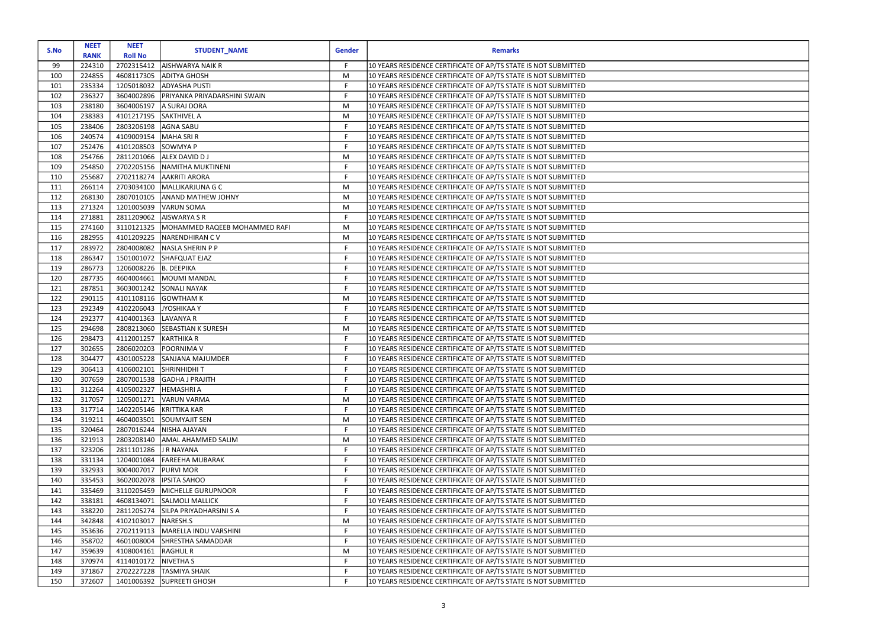| S.No | NEET RANK | NEET Roll No | STUDENT_NAME | Gender | Remarks |
|---|---|---|---|---|---|
| 99 | 224310 | 2702315412 | AISHWARYA NAIK R | F | 10 YEARS RESIDENCE CERTIFICATE OF AP/TS STATE IS NOT SUBMITTED |
| 100 | 224855 | 4608117305 | ADITYA GHOSH | M | 10 YEARS RESIDENCE CERTIFICATE OF AP/TS STATE IS NOT SUBMITTED |
| 101 | 235334 | 1205018032 | ADYASHA PUSTI | F | 10 YEARS RESIDENCE CERTIFICATE OF AP/TS STATE IS NOT SUBMITTED |
| 102 | 236327 | 3604002896 | PRIYANKA PRIYADARSHINI SWAIN | F | 10 YEARS RESIDENCE CERTIFICATE OF AP/TS STATE IS NOT SUBMITTED |
| 103 | 238180 | 3604006197 | A SURAJ DORA | M | 10 YEARS RESIDENCE CERTIFICATE OF AP/TS STATE IS NOT SUBMITTED |
| 104 | 238383 | 4101217195 | SAKTHIVEL A | M | 10 YEARS RESIDENCE CERTIFICATE OF AP/TS STATE IS NOT SUBMITTED |
| 105 | 238406 | 2803206198 | AGNA SABU | F | 10 YEARS RESIDENCE CERTIFICATE OF AP/TS STATE IS NOT SUBMITTED |
| 106 | 240574 | 4109009154 | MAHA SRI R | F | 10 YEARS RESIDENCE CERTIFICATE OF AP/TS STATE IS NOT SUBMITTED |
| 107 | 252476 | 4101208503 | SOWMYA P | F | 10 YEARS RESIDENCE CERTIFICATE OF AP/TS STATE IS NOT SUBMITTED |
| 108 | 254766 | 2811201066 | ALEX DAVID D J | M | 10 YEARS RESIDENCE CERTIFICATE OF AP/TS STATE IS NOT SUBMITTED |
| 109 | 254850 | 2702205156 | NAMITHA MUKTINENI | F | 10 YEARS RESIDENCE CERTIFICATE OF AP/TS STATE IS NOT SUBMITTED |
| 110 | 255687 | 2702118274 | AAKRITI ARORA | F | 10 YEARS RESIDENCE CERTIFICATE OF AP/TS STATE IS NOT SUBMITTED |
| 111 | 266114 | 2703034100 | MALLIKARJUNA G C | M | 10 YEARS RESIDENCE CERTIFICATE OF AP/TS STATE IS NOT SUBMITTED |
| 112 | 268130 | 2807010105 | ANAND MATHEW JOHNY | M | 10 YEARS RESIDENCE CERTIFICATE OF AP/TS STATE IS NOT SUBMITTED |
| 113 | 271324 | 1201005039 | VARUN SOMA | M | 10 YEARS RESIDENCE CERTIFICATE OF AP/TS STATE IS NOT SUBMITTED |
| 114 | 271881 | 2811209062 | AISWARYA S R | F | 10 YEARS RESIDENCE CERTIFICATE OF AP/TS STATE IS NOT SUBMITTED |
| 115 | 274160 | 3110121325 | MOHAMMED RAQEEB MOHAMMED RAFI | M | 10 YEARS RESIDENCE CERTIFICATE OF AP/TS STATE IS NOT SUBMITTED |
| 116 | 282955 | 4101209225 | NARENDHIRAN C V | M | 10 YEARS RESIDENCE CERTIFICATE OF AP/TS STATE IS NOT SUBMITTED |
| 117 | 283972 | 2804008082 | NASLA SHERIN P P | F | 10 YEARS RESIDENCE CERTIFICATE OF AP/TS STATE IS NOT SUBMITTED |
| 118 | 286347 | 1501001072 | SHAFQUAT EJAZ | F | 10 YEARS RESIDENCE CERTIFICATE OF AP/TS STATE IS NOT SUBMITTED |
| 119 | 286773 | 1206008226 | B. DEEPIKA | F | 10 YEARS RESIDENCE CERTIFICATE OF AP/TS STATE IS NOT SUBMITTED |
| 120 | 287735 | 4604004661 | MOUMI MANDAL | F | 10 YEARS RESIDENCE CERTIFICATE OF AP/TS STATE IS NOT SUBMITTED |
| 121 | 287851 | 3603001242 | SONALI NAYAK | F | 10 YEARS RESIDENCE CERTIFICATE OF AP/TS STATE IS NOT SUBMITTED |
| 122 | 290115 | 4101108116 | GOWTHAM K | M | 10 YEARS RESIDENCE CERTIFICATE OF AP/TS STATE IS NOT SUBMITTED |
| 123 | 292349 | 4102206043 | JYOSHIKAA Y | F | 10 YEARS RESIDENCE CERTIFICATE OF AP/TS STATE IS NOT SUBMITTED |
| 124 | 292377 | 4104001363 | LAVANYA R | F | 10 YEARS RESIDENCE CERTIFICATE OF AP/TS STATE IS NOT SUBMITTED |
| 125 | 294698 | 2808213060 | SEBASTIAN K SURESH | M | 10 YEARS RESIDENCE CERTIFICATE OF AP/TS STATE IS NOT SUBMITTED |
| 126 | 298473 | 4112001257 | KARTHIKA R | F | 10 YEARS RESIDENCE CERTIFICATE OF AP/TS STATE IS NOT SUBMITTED |
| 127 | 302655 | 2806020203 | POORNIMA V | F | 10 YEARS RESIDENCE CERTIFICATE OF AP/TS STATE IS NOT SUBMITTED |
| 128 | 304477 | 4301005228 | SANJANA MAJUMDER | F | 10 YEARS RESIDENCE CERTIFICATE OF AP/TS STATE IS NOT SUBMITTED |
| 129 | 306413 | 4106002101 | SHRINHIDHI T | F | 10 YEARS RESIDENCE CERTIFICATE OF AP/TS STATE IS NOT SUBMITTED |
| 130 | 307659 | 2807001538 | GADHA J PRAJITH | F | 10 YEARS RESIDENCE CERTIFICATE OF AP/TS STATE IS NOT SUBMITTED |
| 131 | 312264 | 4105002327 | HEMASHRI A | F | 10 YEARS RESIDENCE CERTIFICATE OF AP/TS STATE IS NOT SUBMITTED |
| 132 | 317057 | 1205001271 | VARUN VARMA | M | 10 YEARS RESIDENCE CERTIFICATE OF AP/TS STATE IS NOT SUBMITTED |
| 133 | 317714 | 1402205146 | KRITTIKA KAR | F | 10 YEARS RESIDENCE CERTIFICATE OF AP/TS STATE IS NOT SUBMITTED |
| 134 | 319211 | 4604003501 | SOUMYAJIT SEN | M | 10 YEARS RESIDENCE CERTIFICATE OF AP/TS STATE IS NOT SUBMITTED |
| 135 | 320464 | 2807016244 | NISHA AJAYAN | F | 10 YEARS RESIDENCE CERTIFICATE OF AP/TS STATE IS NOT SUBMITTED |
| 136 | 321913 | 2803208140 | AMAL AHAMMED SALIM | M | 10 YEARS RESIDENCE CERTIFICATE OF AP/TS STATE IS NOT SUBMITTED |
| 137 | 323206 | 2811101286 | J R NAYANA | F | 10 YEARS RESIDENCE CERTIFICATE OF AP/TS STATE IS NOT SUBMITTED |
| 138 | 331134 | 1204001084 | FAREEHA MUBARAK | F | 10 YEARS RESIDENCE CERTIFICATE OF AP/TS STATE IS NOT SUBMITTED |
| 139 | 332933 | 3004007017 | PURVI MOR | F | 10 YEARS RESIDENCE CERTIFICATE OF AP/TS STATE IS NOT SUBMITTED |
| 140 | 335453 | 3602002078 | IPSITA SAHOO | F | 10 YEARS RESIDENCE CERTIFICATE OF AP/TS STATE IS NOT SUBMITTED |
| 141 | 335469 | 3110205459 | MICHELLE GURUPNOOR | F | 10 YEARS RESIDENCE CERTIFICATE OF AP/TS STATE IS NOT SUBMITTED |
| 142 | 338181 | 4608134071 | SALMOLI MALLICK | F | 10 YEARS RESIDENCE CERTIFICATE OF AP/TS STATE IS NOT SUBMITTED |
| 143 | 338220 | 2811205274 | SILPA PRIYADHARSINI S A | F | 10 YEARS RESIDENCE CERTIFICATE OF AP/TS STATE IS NOT SUBMITTED |
| 144 | 342848 | 4102103017 | NARESH.S | M | 10 YEARS RESIDENCE CERTIFICATE OF AP/TS STATE IS NOT SUBMITTED |
| 145 | 353636 | 2702119113 | MARELLA INDU VARSHINI | F | 10 YEARS RESIDENCE CERTIFICATE OF AP/TS STATE IS NOT SUBMITTED |
| 146 | 358702 | 4601008004 | SHRESTHA SAMADDAR | F | 10 YEARS RESIDENCE CERTIFICATE OF AP/TS STATE IS NOT SUBMITTED |
| 147 | 359639 | 4108004161 | RAGHUL R | M | 10 YEARS RESIDENCE CERTIFICATE OF AP/TS STATE IS NOT SUBMITTED |
| 148 | 370974 | 4114010172 | NIVETHA S | F | 10 YEARS RESIDENCE CERTIFICATE OF AP/TS STATE IS NOT SUBMITTED |
| 149 | 371867 | 2702227228 | TASMIYA SHAIK | F | 10 YEARS RESIDENCE CERTIFICATE OF AP/TS STATE IS NOT SUBMITTED |
| 150 | 372607 | 1401006392 | SUPREETI GHOSH | F | 10 YEARS RESIDENCE CERTIFICATE OF AP/TS STATE IS NOT SUBMITTED |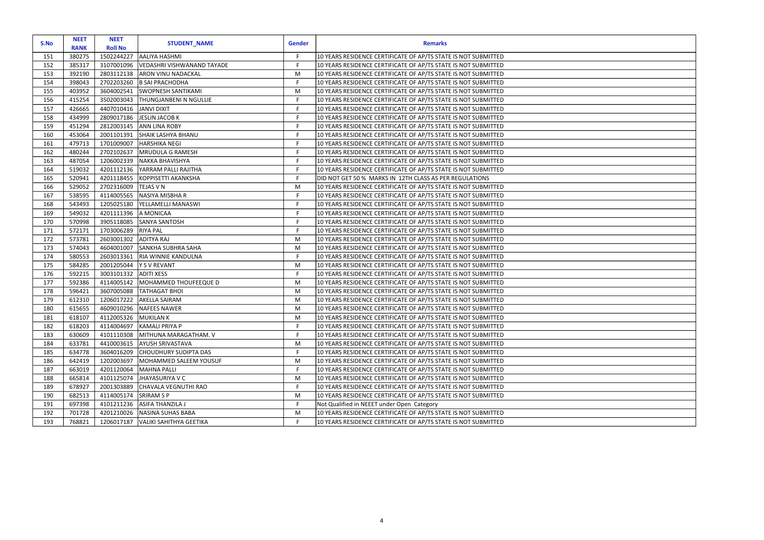| S.No | NEET RANK | NEET Roll No | STUDENT_NAME | Gender | Remarks |
|---|---|---|---|---|---|
| 151 | 380275 | 1502244227 | AALIYA HASHMI | F | 10 YEARS RESIDENCE CERTIFICATE OF AP/TS STATE IS NOT SUBMITTED |
| 152 | 385317 | 3107001096 | VEDASHRI VISHWANAND TAYADE | F | 10 YEARS RESIDENCE CERTIFICATE OF AP/TS STATE IS NOT SUBMITTED |
| 153 | 392190 | 2803112138 | ARON VINU NADACKAL | M | 10 YEARS RESIDENCE CERTIFICATE OF AP/TS STATE IS NOT SUBMITTED |
| 154 | 398043 | 2702203260 | B SAI PRACHODHA | F | 10 YEARS RESIDENCE CERTIFICATE OF AP/TS STATE IS NOT SUBMITTED |
| 155 | 403952 | 3604002541 | SWOPNESH SANTIKAMI | M | 10 YEARS RESIDENCE CERTIFICATE OF AP/TS STATE IS NOT SUBMITTED |
| 156 | 415254 | 3502003043 | THUNGJANBENI N NGULLIE | F | 10 YEARS RESIDENCE CERTIFICATE OF AP/TS STATE IS NOT SUBMITTED |
| 157 | 426665 | 4407010416 | JANVI DIXIT | F | 10 YEARS RESIDENCE CERTIFICATE OF AP/TS STATE IS NOT SUBMITTED |
| 158 | 434999 | 2809017186 | JESLIN JACOB K | F | 10 YEARS RESIDENCE CERTIFICATE OF AP/TS STATE IS NOT SUBMITTED |
| 159 | 451294 | 2812003145 | ANN LINA ROBY | F | 10 YEARS RESIDENCE CERTIFICATE OF AP/TS STATE IS NOT SUBMITTED |
| 160 | 453064 | 2001101391 | SHAIK LASHYA BHANU | F | 10 YEARS RESIDENCE CERTIFICATE OF AP/TS STATE IS NOT SUBMITTED |
| 161 | 479713 | 1701009007 | HARSHIKA NEGI | F | 10 YEARS RESIDENCE CERTIFICATE OF AP/TS STATE IS NOT SUBMITTED |
| 162 | 480244 | 2702102637 | MRUDULA G RAMESH | F | 10 YEARS RESIDENCE CERTIFICATE OF AP/TS STATE IS NOT SUBMITTED |
| 163 | 487054 | 1206002339 | NAKKA BHAVISHYA | F | 10 YEARS RESIDENCE CERTIFICATE OF AP/TS STATE IS NOT SUBMITTED |
| 164 | 519032 | 4201112136 | YARRAM PALLI RAJITHA | F | 10 YEARS RESIDENCE CERTIFICATE OF AP/TS STATE IS NOT SUBMITTED |
| 165 | 520941 | 4201118455 | KOPPISETTI AKANKSHA | F | DID NOT GET 50 % MARKS IN 12TH CLASS AS PER REGULATIONS |
| 166 | 529052 | 2702316009 | TEJAS V N | M | 10 YEARS RESIDENCE CERTIFICATE OF AP/TS STATE IS NOT SUBMITTED |
| 167 | 538595 | 4114005565 | NASIYA MISBHA R | F | 10 YEARS RESIDENCE CERTIFICATE OF AP/TS STATE IS NOT SUBMITTED |
| 168 | 543493 | 1205025180 | YELLAMELLI MANASWI | F | 10 YEARS RESIDENCE CERTIFICATE OF AP/TS STATE IS NOT SUBMITTED |
| 169 | 549032 | 4201111396 | A MONICAA | F | 10 YEARS RESIDENCE CERTIFICATE OF AP/TS STATE IS NOT SUBMITTED |
| 170 | 570998 | 3905118085 | SANYA SANTOSH | F | 10 YEARS RESIDENCE CERTIFICATE OF AP/TS STATE IS NOT SUBMITTED |
| 171 | 572171 | 1703006289 | RIYA PAL | F | 10 YEARS RESIDENCE CERTIFICATE OF AP/TS STATE IS NOT SUBMITTED |
| 172 | 573781 | 2603001302 | ADITYA RAJ | M | 10 YEARS RESIDENCE CERTIFICATE OF AP/TS STATE IS NOT SUBMITTED |
| 173 | 574043 | 4604001007 | SANKHA SUBHRA SAHA | M | 10 YEARS RESIDENCE CERTIFICATE OF AP/TS STATE IS NOT SUBMITTED |
| 174 | 580553 | 2603013361 | RIA WINNIE KANDULNA | F | 10 YEARS RESIDENCE CERTIFICATE OF AP/TS STATE IS NOT SUBMITTED |
| 175 | 584285 | 2001205044 | Y S V REVANT | M | 10 YEARS RESIDENCE CERTIFICATE OF AP/TS STATE IS NOT SUBMITTED |
| 176 | 592215 | 3003101332 | ADITI XESS | F | 10 YEARS RESIDENCE CERTIFICATE OF AP/TS STATE IS NOT SUBMITTED |
| 177 | 592386 | 4114005142 | MOHAMMED THOUFEEQUE D | M | 10 YEARS RESIDENCE CERTIFICATE OF AP/TS STATE IS NOT SUBMITTED |
| 178 | 596421 | 3607005088 | TATHAGAT BHOI | M | 10 YEARS RESIDENCE CERTIFICATE OF AP/TS STATE IS NOT SUBMITTED |
| 179 | 612310 | 1206017222 | AKELLA SAIRAM | M | 10 YEARS RESIDENCE CERTIFICATE OF AP/TS STATE IS NOT SUBMITTED |
| 180 | 615655 | 4609010296 | NAFEES NAWER | M | 10 YEARS RESIDENCE CERTIFICATE OF AP/TS STATE IS NOT SUBMITTED |
| 181 | 618107 | 4112005326 | MUKILAN K | M | 10 YEARS RESIDENCE CERTIFICATE OF AP/TS STATE IS NOT SUBMITTED |
| 182 | 618203 | 4114004697 | KAMALI PRIYA P | F | 10 YEARS RESIDENCE CERTIFICATE OF AP/TS STATE IS NOT SUBMITTED |
| 183 | 630609 | 4101110308 | MITHUNA MARAGATHAM. V | F | 10 YEARS RESIDENCE CERTIFICATE OF AP/TS STATE IS NOT SUBMITTED |
| 184 | 633781 | 4410003615 | AYUSH SRIVASTAVA | M | 10 YEARS RESIDENCE CERTIFICATE OF AP/TS STATE IS NOT SUBMITTED |
| 185 | 634778 | 3604016209 | CHOUDHURY SUDIPTA DAS | F | 10 YEARS RESIDENCE CERTIFICATE OF AP/TS STATE IS NOT SUBMITTED |
| 186 | 642419 | 1202003697 | MOHAMMED SALEEM YOUSUF | M | 10 YEARS RESIDENCE CERTIFICATE OF AP/TS STATE IS NOT SUBMITTED |
| 187 | 663019 | 4201120064 | MAHNA PALLI | F | 10 YEARS RESIDENCE CERTIFICATE OF AP/TS STATE IS NOT SUBMITTED |
| 188 | 665814 | 4101125074 | JHAYASURIYA V C | M | 10 YEARS RESIDENCE CERTIFICATE OF AP/TS STATE IS NOT SUBMITTED |
| 189 | 678927 | 2001303889 | CHAVALA VEGNUTHI RAO | F | 10 YEARS RESIDENCE CERTIFICATE OF AP/TS STATE IS NOT SUBMITTED |
| 190 | 682513 | 4114005174 | SRIRAM S P | M | 10 YEARS RESIDENCE CERTIFICATE OF AP/TS STATE IS NOT SUBMITTED |
| 191 | 697398 | 4101211236 | ASIFA THANZILA J | F | Not Qualified in NEEET under Open Category |
| 192 | 701728 | 4201210026 | NASINA SUHAS BABA | M | 10 YEARS RESIDENCE CERTIFICATE OF AP/TS STATE IS NOT SUBMITTED |
| 193 | 768821 | 1206017187 | VALIKI SAHITHYA GEETIKA | F | 10 YEARS RESIDENCE CERTIFICATE OF AP/TS STATE IS NOT SUBMITTED |